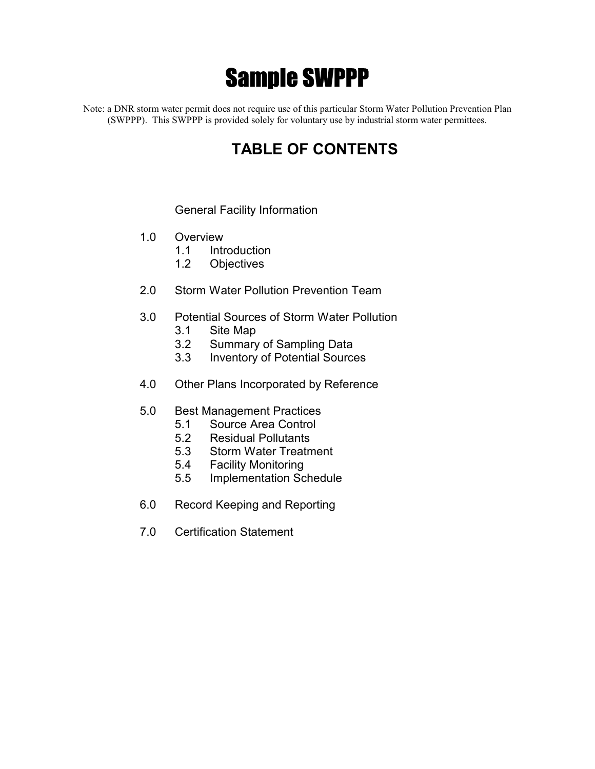# Sample SWPPP

Note: a DNR storm water permit does not require use of this particular Storm Water Pollution Prevention Plan (SWPPP). This SWPPP is provided solely for voluntary use by industrial storm water permittees.

## TABLE OF CONTENTS

General Facility Information

1.0 Overview
- 1.1 Introduction
- 1.2 Objectives

2.0 Storm Water Pollution Prevention Team

3.0 Potential Sources of Storm Water Pollution
- 3.1 Site Map
- 3.2 Summary of Sampling Data
- 3.3 Inventory of Potential Sources

4.0 Other Plans Incorporated by Reference

5.0 Best Management Practices
- 5.1 Source Area Control
- 5.2 Residual Pollutants
- 5.3 Storm Water Treatment
- 5.4 Facility Monitoring
- 5.5 Implementation Schedule

6.0 Record Keeping and Reporting

7.0 Certification Statement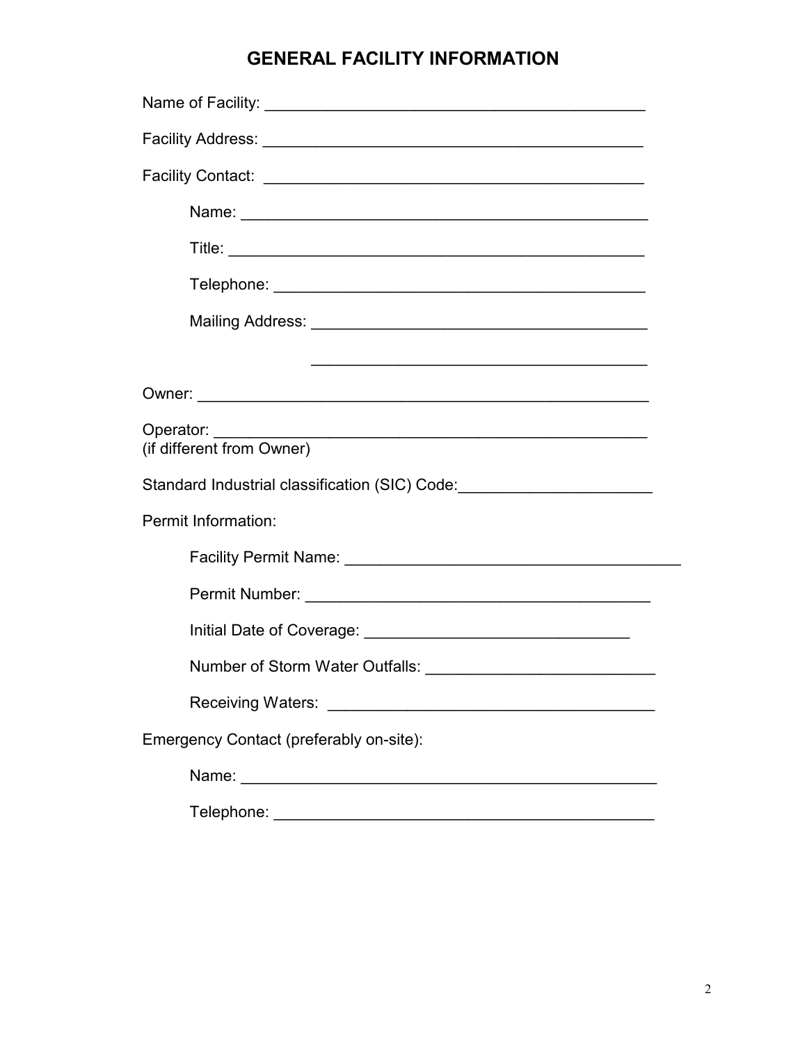# GENERAL FACILITY INFORMATION

Name of Facility: _____________________________________________

Facility Address: _____________________________________________

Facility Contact: _____________________________________________

Name: _______________________________________________

Title: _______________________________________________

Telephone: ___________________________________________

Mailing Address: ______________________________________

______________________________________

Owner: _________________________________________________

Operator: _______________________________________________
(if different from Owner)

Standard Industrial classification (SIC) Code:______________________

Permit Information:

Facility Permit Name: ______________________________________

Permit Number: _________________________________________

Initial Date of Coverage: ______________________________

Number of Storm Water Outfalls: __________________________

Receiving Waters: ____________________________________

Emergency Contact (preferably on-site):

Name: _______________________________________________

Telephone: ___________________________________________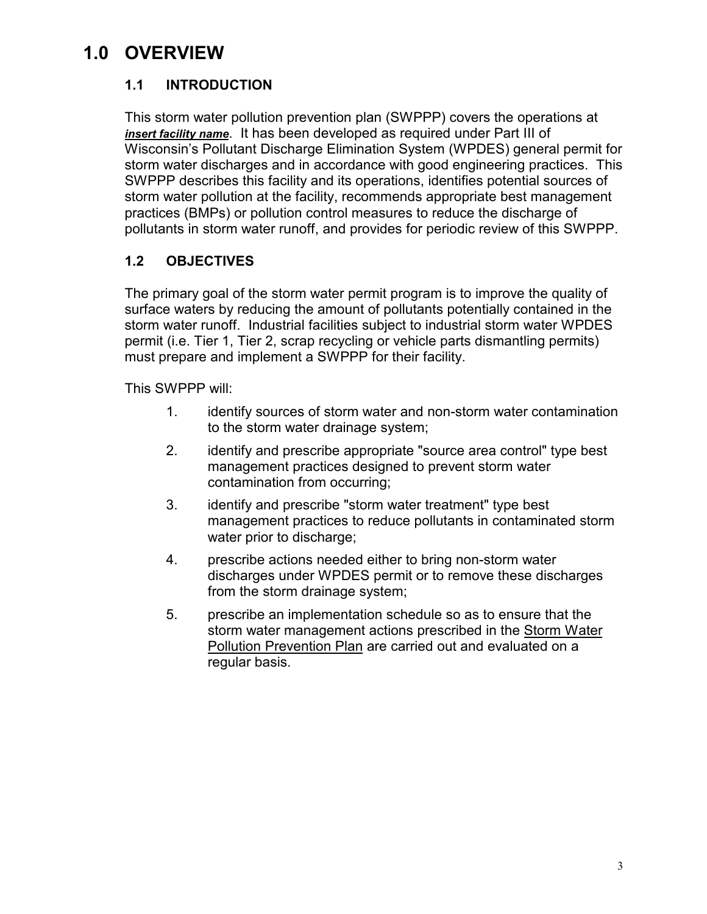# 1.0 OVERVIEW

## 1.1 INTRODUCTION

This storm water pollution prevention plan (SWPPP) covers the operations at ***insert facility name***. It has been developed as required under Part III of Wisconsin's Pollutant Discharge Elimination System (WPDES) general permit for storm water discharges and in accordance with good engineering practices. This SWPPP describes this facility and its operations, identifies potential sources of storm water pollution at the facility, recommends appropriate best management practices (BMPs) or pollution control measures to reduce the discharge of pollutants in storm water runoff, and provides for periodic review of this SWPPP.

## 1.2 OBJECTIVES

The primary goal of the storm water permit program is to improve the quality of surface waters by reducing the amount of pollutants potentially contained in the storm water runoff. Industrial facilities subject to industrial storm water WPDES permit (i.e. Tier 1, Tier 2, scrap recycling or vehicle parts dismantling permits) must prepare and implement a SWPPP for their facility.

This SWPPP will:

1. identify sources of storm water and non-storm water contamination to the storm water drainage system;
2. identify and prescribe appropriate "source area control" type best management practices designed to prevent storm water contamination from occurring;
3. identify and prescribe "storm water treatment" type best management practices to reduce pollutants in contaminated storm water prior to discharge;
4. prescribe actions needed either to bring non-storm water discharges under WPDES permit or to remove these discharges from the storm drainage system;
5. prescribe an implementation schedule so as to ensure that the storm water management actions prescribed in the Storm Water Pollution Prevention Plan are carried out and evaluated on a regular basis.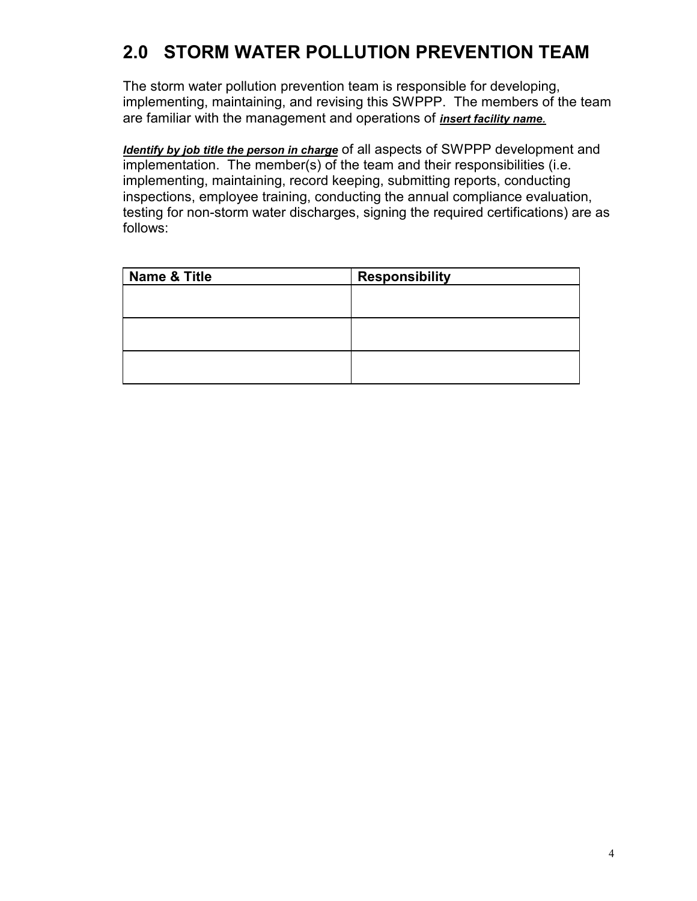## 2.0 STORM WATER POLLUTION PREVENTION TEAM

The storm water pollution prevention team is responsible for developing, implementing, maintaining, and revising this SWPPP. The members of the team are familiar with the management and operations of ***insert facility name.***

***Identify by job title the person in charge*** of all aspects of SWPPP development and implementation. The member(s) of the team and their responsibilities (i.e. implementing, maintaining, record keeping, submitting reports, conducting inspections, employee training, conducting the annual compliance evaluation, testing for non-storm water discharges, signing the required certifications) are as follows:

| Name & Title | Responsibility |
| --- | --- |
| | |
| | |
| | |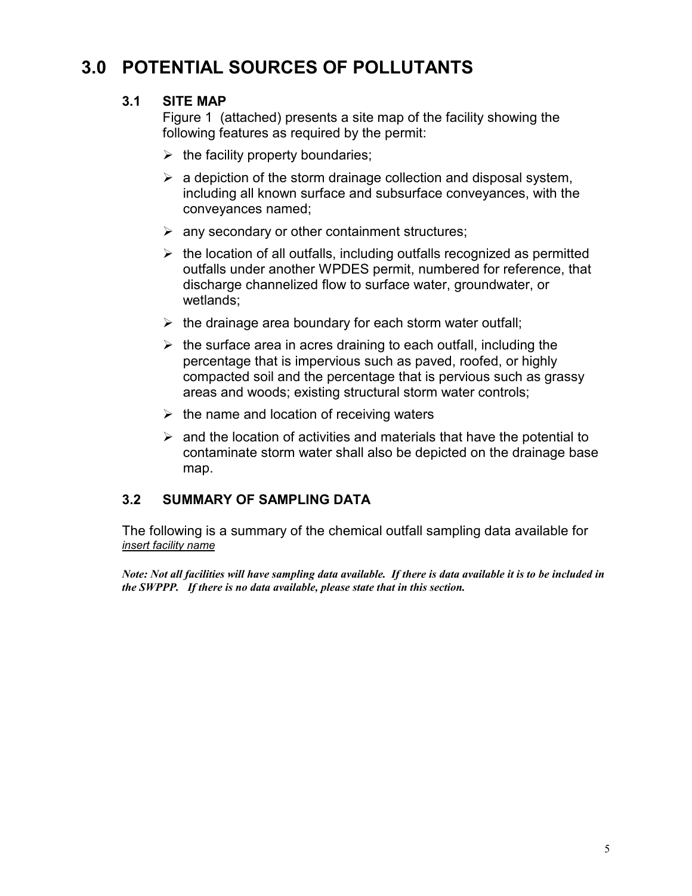# 3.0 POTENTIAL SOURCES OF POLLUTANTS

## 3.1 SITE MAP

Figure 1 (attached) presents a site map of the facility showing the following features as required by the permit:

- the facility property boundaries;
- a depiction of the storm drainage collection and disposal system, including all known surface and subsurface conveyances, with the conveyances named;
- any secondary or other containment structures;
- the location of all outfalls, including outfalls recognized as permitted outfalls under another WPDES permit, numbered for reference, that discharge channelized flow to surface water, groundwater, or wetlands;
- the drainage area boundary for each storm water outfall;
- the surface area in acres draining to each outfall, including the percentage that is impervious such as paved, roofed, or highly compacted soil and the percentage that is pervious such as grassy areas and woods; existing structural storm water controls;
- the name and location of receiving waters
- and the location of activities and materials that have the potential to contaminate storm water shall also be depicted on the drainage base map.

## 3.2 SUMMARY OF SAMPLING DATA

The following is a summary of the chemical outfall sampling data available for *insert facility name*

***Note: Not all facilities will have sampling data available. If there is data available it is to be included in the SWPPP. If there is no data available, please state that in this section.***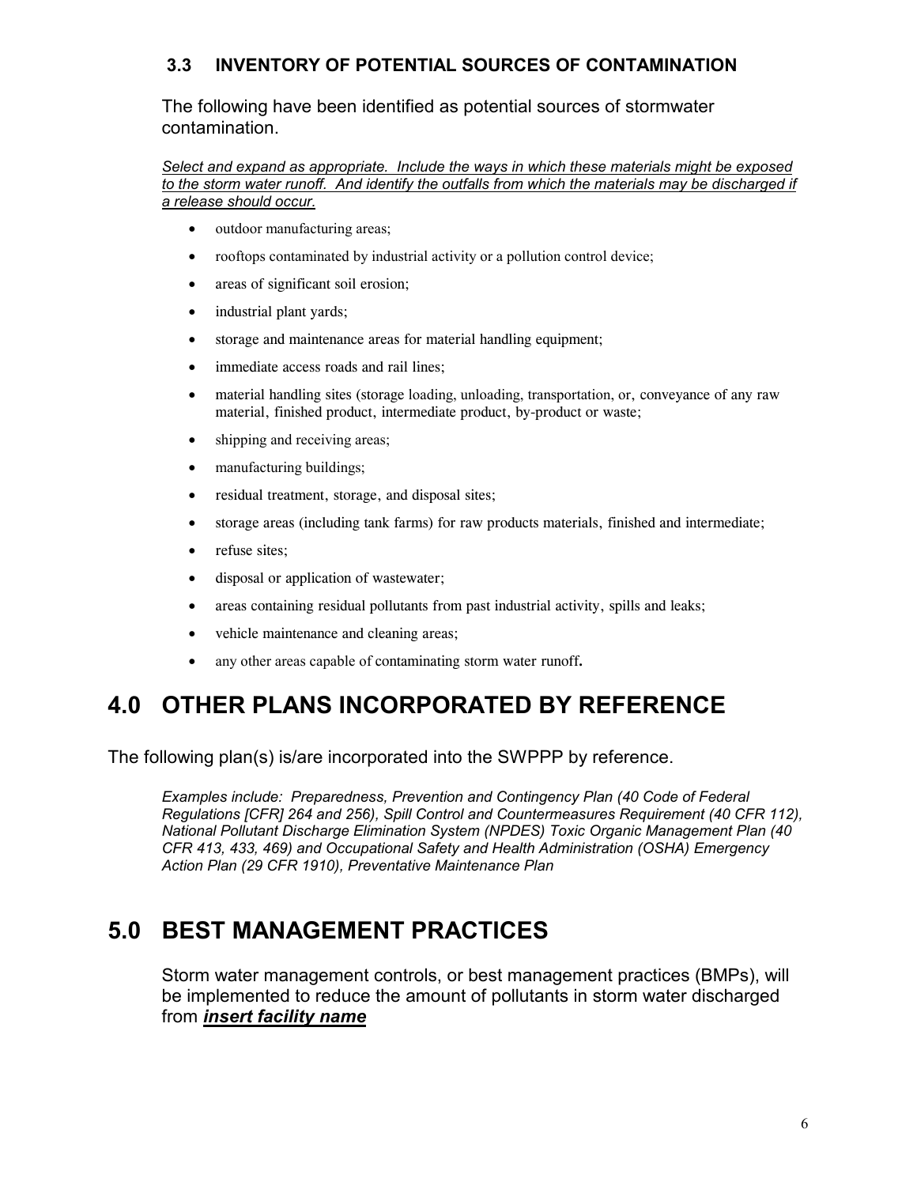### 3.3 INVENTORY OF POTENTIAL SOURCES OF CONTAMINATION

The following have been identified as potential sources of stormwater contamination.

*Select and expand as appropriate. Include the ways in which these materials might be exposed to the storm water runoff. And identify the outfalls from which the materials may be discharged if a release should occur.*

- outdoor manufacturing areas;
- rooftops contaminated by industrial activity or a pollution control device;
- areas of significant soil erosion;
- industrial plant yards;
- storage and maintenance areas for material handling equipment;
- immediate access roads and rail lines;
- material handling sites (storage loading, unloading, transportation, or, conveyance of any raw material, finished product, intermediate product, by-product or waste;
- shipping and receiving areas;
- manufacturing buildings;
- residual treatment, storage, and disposal sites;
- storage areas (including tank farms) for raw products materials, finished and intermediate;
- refuse sites;
- disposal or application of wastewater;
- areas containing residual pollutants from past industrial activity, spills and leaks;
- vehicle maintenance and cleaning areas;
- any other areas capable of contaminating storm water runoff**.**

# 4.0 OTHER PLANS INCORPORATED BY REFERENCE

The following plan(s) is/are incorporated into the SWPPP by reference.

*Examples include: Preparedness, Prevention and Contingency Plan (40 Code of Federal Regulations [CFR] 264 and 256), Spill Control and Countermeasures Requirement (40 CFR 112), National Pollutant Discharge Elimination System (NPDES) Toxic Organic Management Plan (40 CFR 413, 433, 469) and Occupational Safety and Health Administration (OSHA) Emergency Action Plan (29 CFR 1910), Preventative Maintenance Plan*

# 5.0 BEST MANAGEMENT PRACTICES

Storm water management controls, or best management practices (BMPs), will be implemented to reduce the amount of pollutants in storm water discharged from ***insert facility name***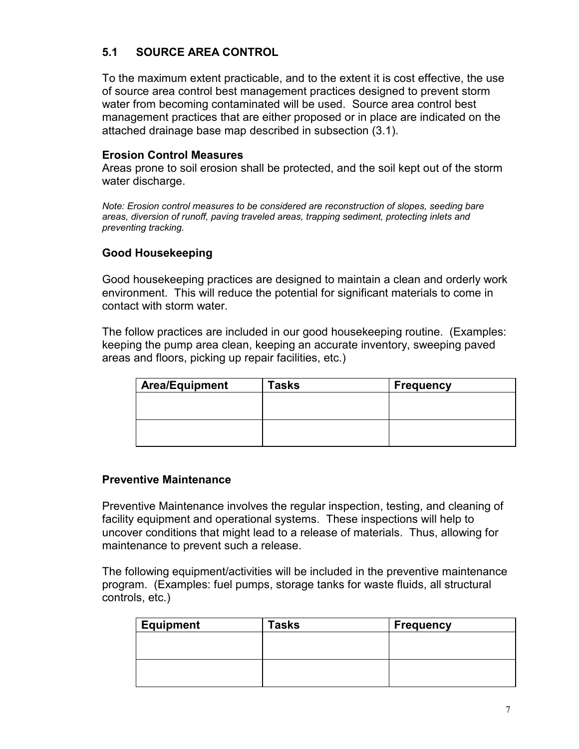## 5.1 SOURCE AREA CONTROL

To the maximum extent practicable, and to the extent it is cost effective, the use of source area control best management practices designed to prevent storm water from becoming contaminated will be used. Source area control best management practices that are either proposed or in place are indicated on the attached drainage base map described in subsection (3.1).

**Erosion Control Measures**
Areas prone to soil erosion shall be protected, and the soil kept out of the storm water discharge.

*Note: Erosion control measures to be considered are reconstruction of slopes, seeding bare areas, diversion of runoff, paving traveled areas, trapping sediment, protecting inlets and preventing tracking.*

### Good Housekeeping

Good housekeeping practices are designed to maintain a clean and orderly work environment. This will reduce the potential for significant materials to come in contact with storm water.

The follow practices are included in our good housekeeping routine. (Examples: keeping the pump area clean, keeping an accurate inventory, sweeping paved areas and floors, picking up repair facilities, etc.)

| Area/Equipment | Tasks | Frequency |
|---|---|---|
| | | |
| | | |

### Preventive Maintenance

Preventive Maintenance involves the regular inspection, testing, and cleaning of facility equipment and operational systems. These inspections will help to uncover conditions that might lead to a release of materials. Thus, allowing for maintenance to prevent such a release.

The following equipment/activities will be included in the preventive maintenance program. (Examples: fuel pumps, storage tanks for waste fluids, all structural controls, etc.)

| Equipment | Tasks | Frequency |
|---|---|---|
| | | |
| | | |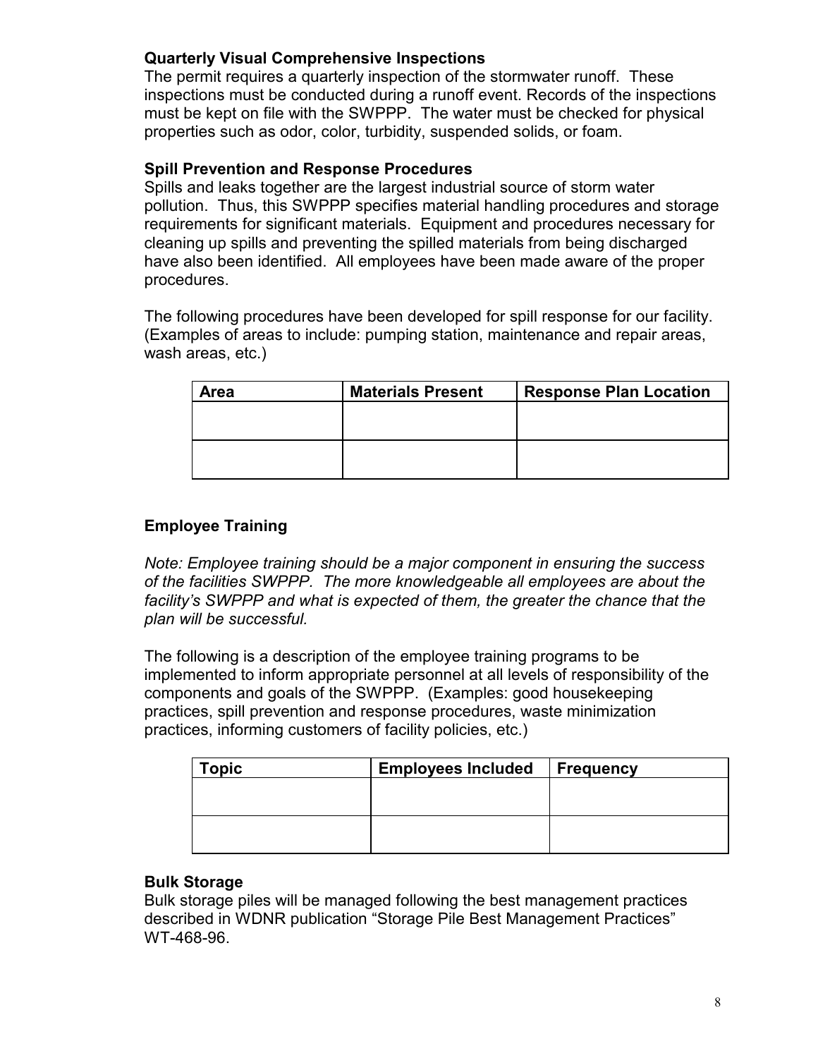### Quarterly Visual Comprehensive Inspections

The permit requires a quarterly inspection of the stormwater runoff. These inspections must be conducted during a runoff event. Records of the inspections must be kept on file with the SWPPP. The water must be checked for physical properties such as odor, color, turbidity, suspended solids, or foam.

### Spill Prevention and Response Procedures

Spills and leaks together are the largest industrial source of storm water pollution. Thus, this SWPPP specifies material handling procedures and storage requirements for significant materials. Equipment and procedures necessary for cleaning up spills and preventing the spilled materials from being discharged have also been identified. All employees have been made aware of the proper procedures.

The following procedures have been developed for spill response for our facility. (Examples of areas to include: pumping station, maintenance and repair areas, wash areas, etc.)

| Area | Materials Present | Response Plan Location |
|---|---|---|
| | | |
| | | |

### Employee Training

*Note: Employee training should be a major component in ensuring the success of the facilities SWPPP. The more knowledgeable all employees are about the facility's SWPPP and what is expected of them, the greater the chance that the plan will be successful.*

The following is a description of the employee training programs to be implemented to inform appropriate personnel at all levels of responsibility of the components and goals of the SWPPP. (Examples: good housekeeping practices, spill prevention and response procedures, waste minimization practices, informing customers of facility policies, etc.)

| Topic | Employees Included | Frequency |
|---|---|---|
| | | |
| | | |

### Bulk Storage

Bulk storage piles will be managed following the best management practices described in WDNR publication "Storage Pile Best Management Practices" WT-468-96.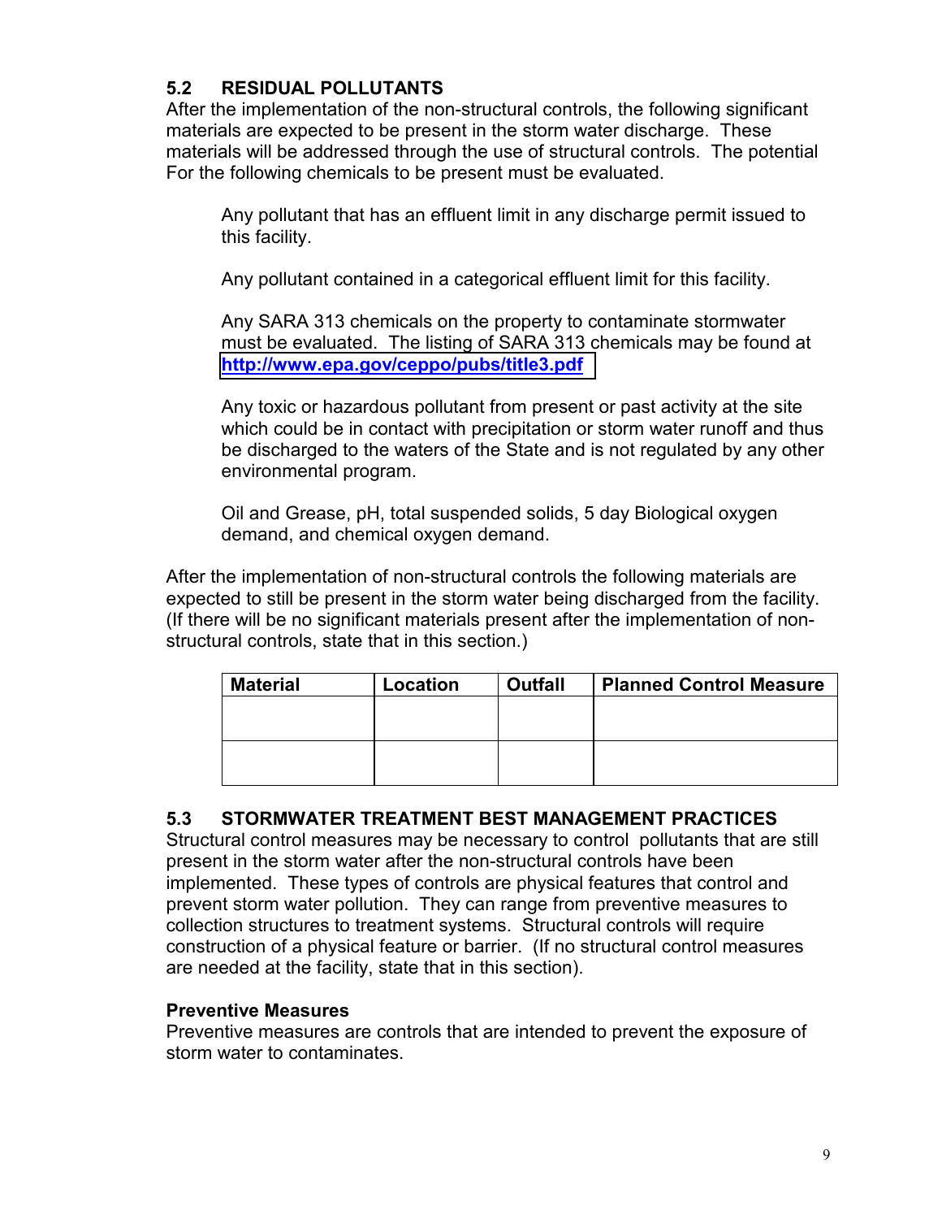## 5.2 RESIDUAL POLLUTANTS

After the implementation of the non-structural controls, the following significant materials are expected to be present in the storm water discharge. These materials will be addressed through the use of structural controls. The potential For the following chemicals to be present must be evaluated.

> Any pollutant that has an effluent limit in any discharge permit issued to this facility.
>
> Any pollutant contained in a categorical effluent limit for this facility.
>
> Any SARA 313 chemicals on the property to contaminate stormwater must be evaluated. The listing of SARA 313 chemicals may be found at **http://www.epa.gov/ceppo/pubs/title3.pdf**
>
> Any toxic or hazardous pollutant from present or past activity at the site which could be in contact with precipitation or storm water runoff and thus be discharged to the waters of the State and is not regulated by any other environmental program.
>
> Oil and Grease, pH, total suspended solids, 5 day Biological oxygen demand, and chemical oxygen demand.

After the implementation of non-structural controls the following materials are expected to still be present in the storm water being discharged from the facility. (If there will be no significant materials present after the implementation of non-structural controls, state that in this section.)

| Material | Location | Outfall | Planned Control Measure |
|---|---|---|---|
| | | | |
| | | | |

## 5.3 STORMWATER TREATMENT BEST MANAGEMENT PRACTICES

Structural control measures may be necessary to control pollutants that are still present in the storm water after the non-structural controls have been implemented. These types of controls are physical features that control and prevent storm water pollution. They can range from preventive measures to collection structures to treatment systems. Structural controls will require construction of a physical feature or barrier. (If no structural control measures are needed at the facility, state that in this section).

**Preventive Measures**

Preventive measures are controls that are intended to prevent the exposure of storm water to contaminates.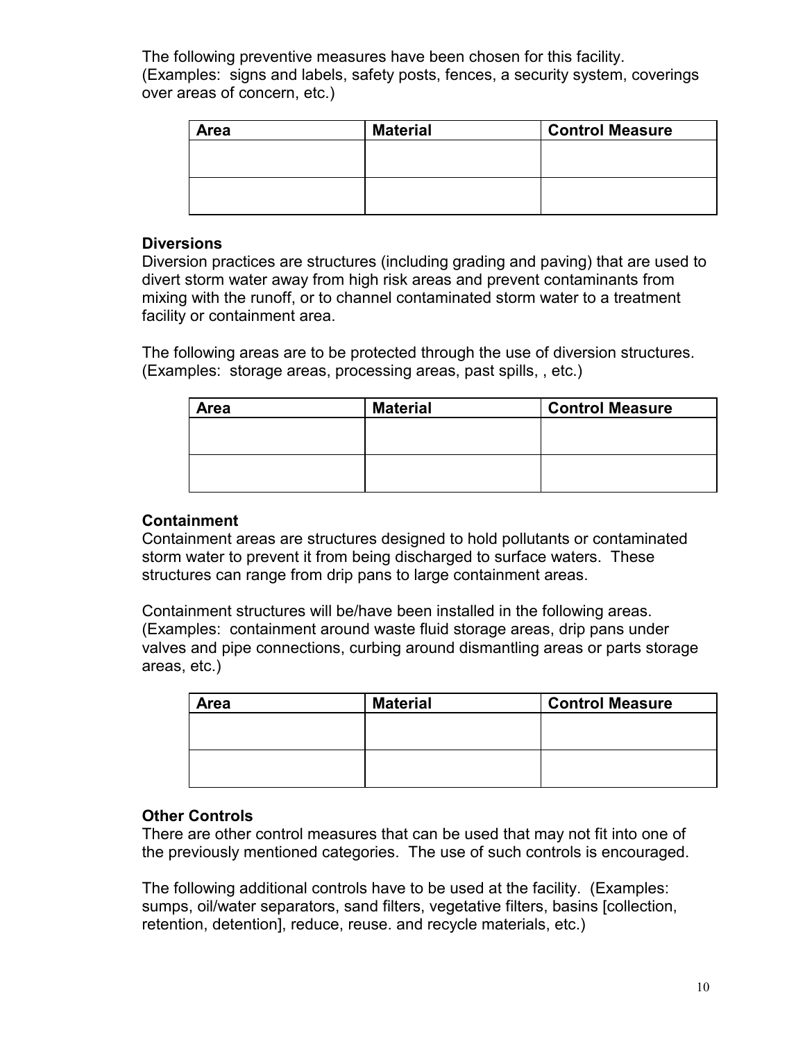The following preventive measures have been chosen for this facility. (Examples: signs and labels, safety posts, fences, a security system, coverings over areas of concern, etc.)

| Area | Material | Control Measure |
| --- | --- | --- |
| | | |
| | | |

**Diversions**

Diversion practices are structures (including grading and paving) that are used to divert storm water away from high risk areas and prevent contaminants from mixing with the runoff, or to channel contaminated storm water to a treatment facility or containment area.

The following areas are to be protected through the use of diversion structures. (Examples: storage areas, processing areas, past spills, , etc.)

| Area | Material | Control Measure |
| --- | --- | --- |
| | | |
| | | |

**Containment**

Containment areas are structures designed to hold pollutants or contaminated storm water to prevent it from being discharged to surface waters. These structures can range from drip pans to large containment areas.

Containment structures will be/have been installed in the following areas. (Examples: containment around waste fluid storage areas, drip pans under valves and pipe connections, curbing around dismantling areas or parts storage areas, etc.)

| Area | Material | Control Measure |
| --- | --- | --- |
| | | |
| | | |

**Other Controls**

There are other control measures that can be used that may not fit into one of the previously mentioned categories. The use of such controls is encouraged.

The following additional controls have to be used at the facility. (Examples: sumps, oil/water separators, sand filters, vegetative filters, basins [collection, retention, detention], reduce, reuse. and recycle materials, etc.)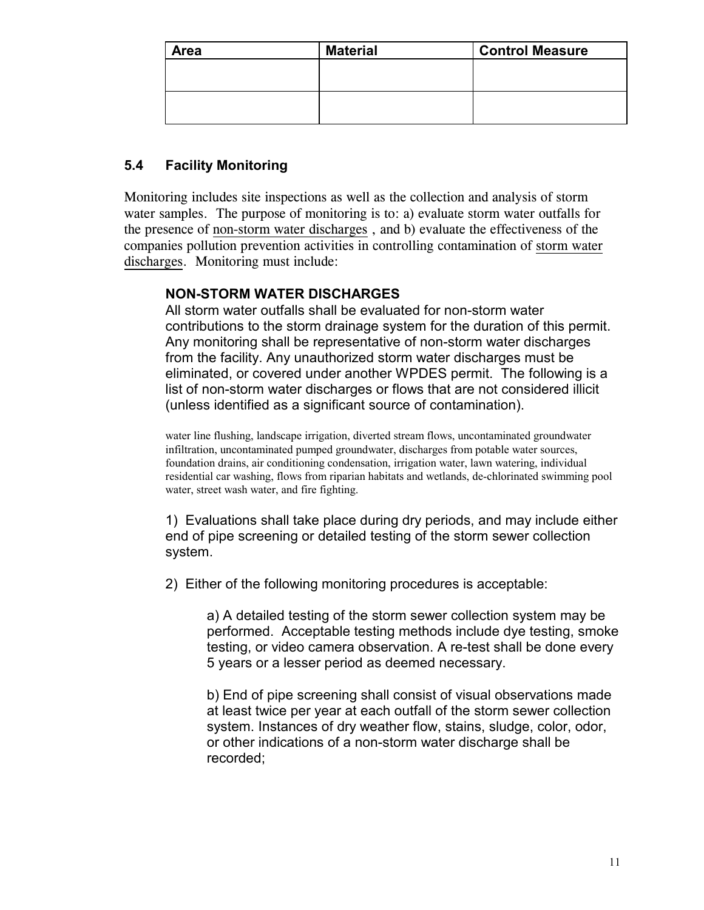| Area | Material | Control Measure |
|---|---|---|
| | | |
| | | |

### 5.4 Facility Monitoring

Monitoring includes site inspections as well as the collection and analysis of storm water samples. The purpose of monitoring is to: a) evaluate storm water outfalls for the presence of non-storm water discharges , and b) evaluate the effectiveness of the companies pollution prevention activities in controlling contamination of storm water discharges. Monitoring must include:

**NON-STORM WATER DISCHARGES**

All storm water outfalls shall be evaluated for non-storm water contributions to the storm drainage system for the duration of this permit. Any monitoring shall be representative of non-storm water discharges from the facility. Any unauthorized storm water discharges must be eliminated, or covered under another WPDES permit. The following is a list of non-storm water discharges or flows that are not considered illicit (unless identified as a significant source of contamination).

water line flushing, landscape irrigation, diverted stream flows, uncontaminated groundwater infiltration, uncontaminated pumped groundwater, discharges from potable water sources, foundation drains, air conditioning condensation, irrigation water, lawn watering, individual residential car washing, flows from riparian habitats and wetlands, de-chlorinated swimming pool water, street wash water, and fire fighting.

1) Evaluations shall take place during dry periods, and may include either end of pipe screening or detailed testing of the storm sewer collection system.

2) Either of the following monitoring procedures is acceptable:

a) A detailed testing of the storm sewer collection system may be performed. Acceptable testing methods include dye testing, smoke testing, or video camera observation. A re-test shall be done every 5 years or a lesser period as deemed necessary.

b) End of pipe screening shall consist of visual observations made at least twice per year at each outfall of the storm sewer collection system. Instances of dry weather flow, stains, sludge, color, odor, or other indications of a non-storm water discharge shall be recorded;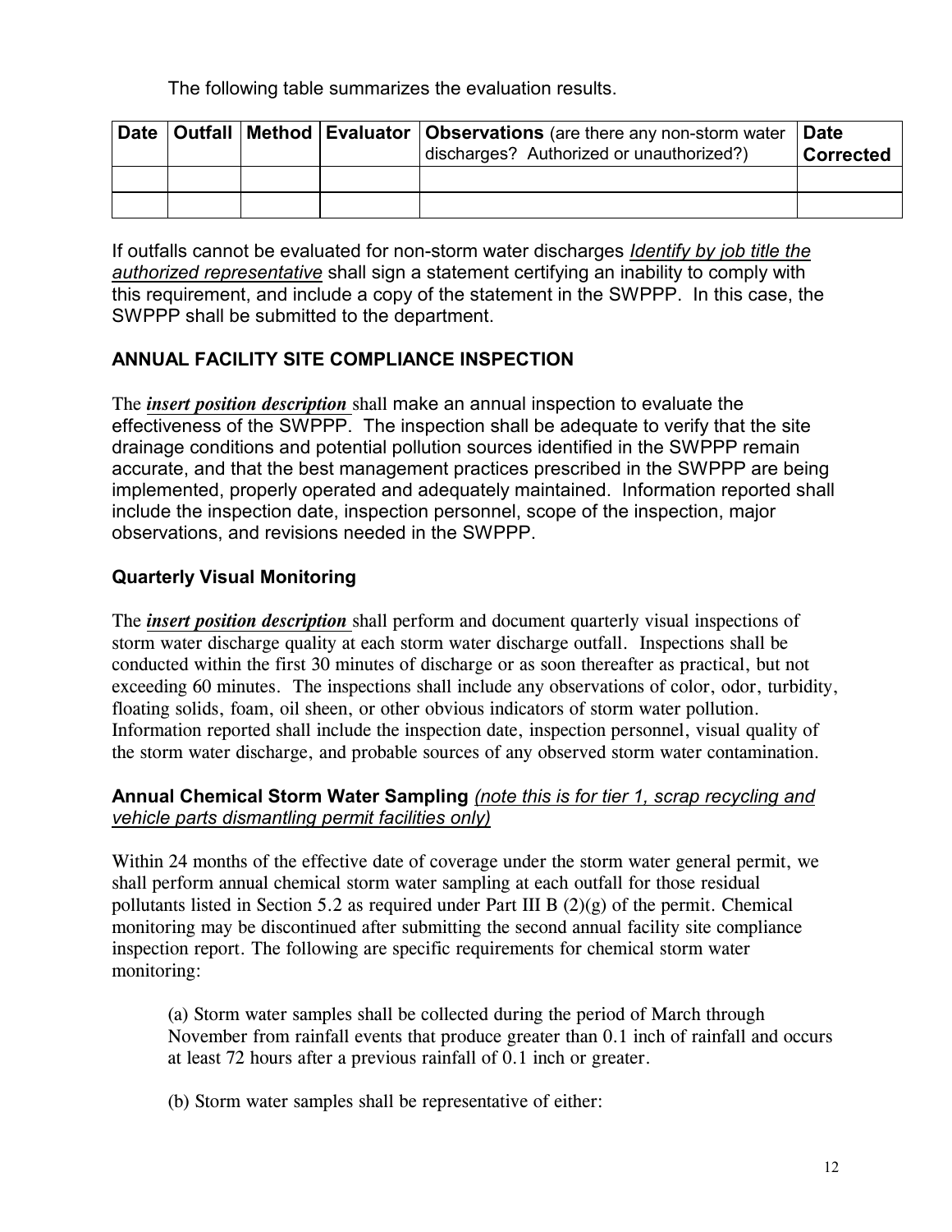The following table summarizes the evaluation results.

| Date | Outfall | Method | Evaluator | **Observations** (are there any non-storm water discharges? Authorized or unauthorized?) | Date Corrected |
|---|---|---|---|---|---|
| | | | | | |
| | | | | | |

If outfalls cannot be evaluated for non-storm water discharges *Identify by job title the authorized representative* shall sign a statement certifying an inability to comply with this requirement, and include a copy of the statement in the SWPPP. In this case, the SWPPP shall be submitted to the department.

## ANNUAL FACILITY SITE COMPLIANCE INSPECTION

The ***insert position description*** shall make an annual inspection to evaluate the effectiveness of the SWPPP. The inspection shall be adequate to verify that the site drainage conditions and potential pollution sources identified in the SWPPP remain accurate, and that the best management practices prescribed in the SWPPP are being implemented, properly operated and adequately maintained. Information reported shall include the inspection date, inspection personnel, scope of the inspection, major observations, and revisions needed in the SWPPP.

### Quarterly Visual Monitoring

The ***insert position description*** shall perform and document quarterly visual inspections of storm water discharge quality at each storm water discharge outfall. Inspections shall be conducted within the first 30 minutes of discharge or as soon thereafter as practical, but not exceeding 60 minutes. The inspections shall include any observations of color, odor, turbidity, floating solids, foam, oil sheen, or other obvious indicators of storm water pollution. Information reported shall include the inspection date, inspection personnel, visual quality of the storm water discharge, and probable sources of any observed storm water contamination.

### Annual Chemical Storm Water Sampling *(note this is for tier 1, scrap recycling and vehicle parts dismantling permit facilities only)*

Within 24 months of the effective date of coverage under the storm water general permit, we shall perform annual chemical storm water sampling at each outfall for those residual pollutants listed in Section 5.2 as required under Part III B (2)(g) of the permit. Chemical monitoring may be discontinued after submitting the second annual facility site compliance inspection report. The following are specific requirements for chemical storm water monitoring:

(a) Storm water samples shall be collected during the period of March through November from rainfall events that produce greater than 0.1 inch of rainfall and occurs at least 72 hours after a previous rainfall of 0.1 inch or greater.

(b) Storm water samples shall be representative of either: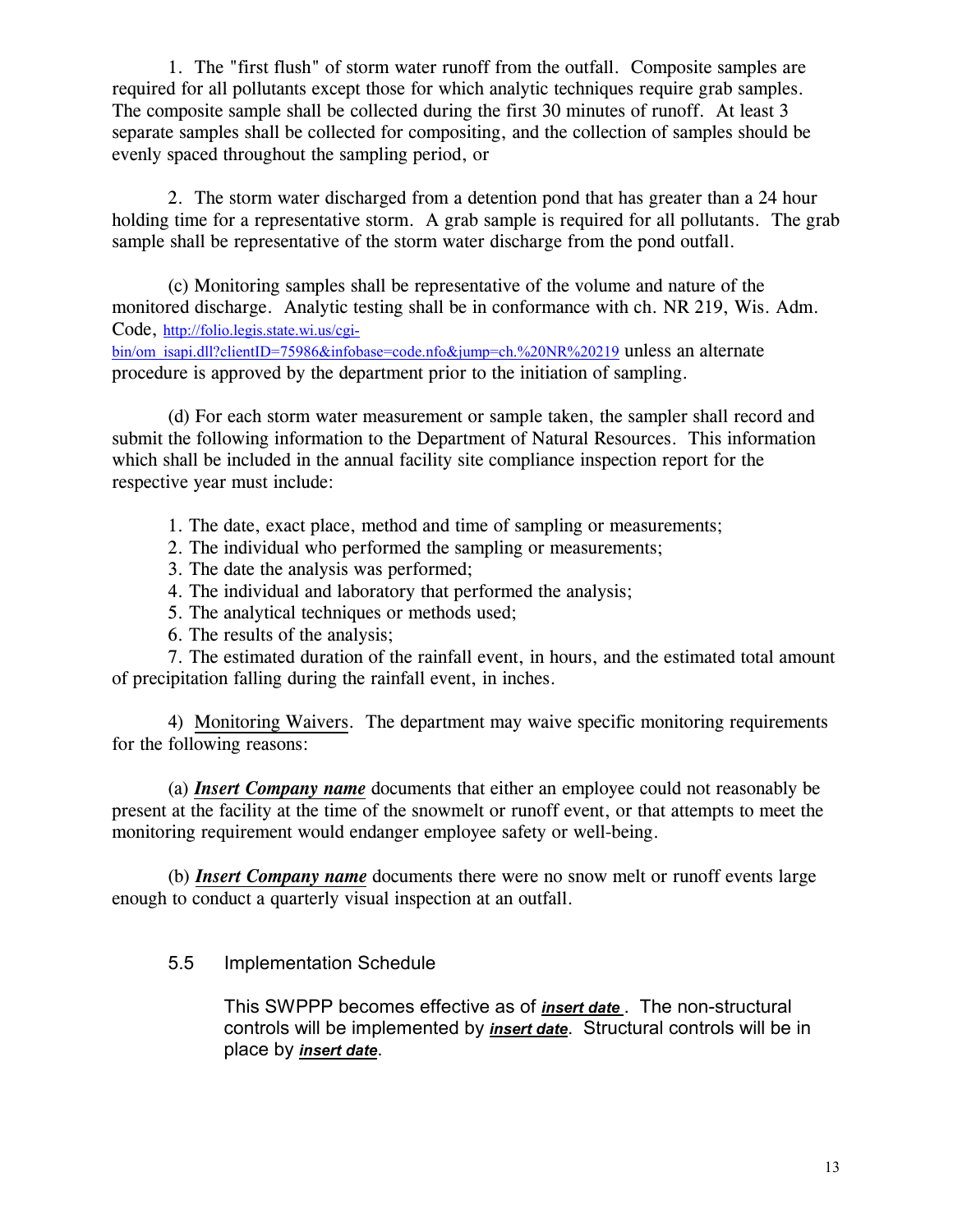1. The "first flush" of storm water runoff from the outfall. Composite samples are required for all pollutants except those for which analytic techniques require grab samples. The composite sample shall be collected during the first 30 minutes of runoff. At least 3 separate samples shall be collected for compositing, and the collection of samples should be evenly spaced throughout the sampling period, or

2. The storm water discharged from a detention pond that has greater than a 24 hour holding time for a representative storm. A grab sample is required for all pollutants. The grab sample shall be representative of the storm water discharge from the pond outfall.

(c) Monitoring samples shall be representative of the volume and nature of the monitored discharge. Analytic testing shall be in conformance with ch. NR 219, Wis. Adm. Code, [http://folio.legis.state.wi.us/cgi-bin/om_isapi.dll?clientID=75986&infobase=code.nfo&jump=ch.%20NR%20219](http://folio.legis.state.wi.us/cgi-bin/om_isapi.dll?clientID=75986&infobase=code.nfo&jump=ch.%20NR%20219) unless an alternate procedure is approved by the department prior to the initiation of sampling.

(d) For each storm water measurement or sample taken, the sampler shall record and submit the following information to the Department of Natural Resources. This information which shall be included in the annual facility site compliance inspection report for the respective year must include:

1. The date, exact place, method and time of sampling or measurements;
2. The individual who performed the sampling or measurements;
3. The date the analysis was performed;
4. The individual and laboratory that performed the analysis;
5. The analytical techniques or methods used;
6. The results of the analysis;
7. The estimated duration of the rainfall event, in hours, and the estimated total amount of precipitation falling during the rainfall event, in inches.

4) Monitoring Waivers. The department may waive specific monitoring requirements for the following reasons:

(a) ***Insert Company name*** documents that either an employee could not reasonably be present at the facility at the time of the snowmelt or runoff event, or that attempts to meet the monitoring requirement would endanger employee safety or well-being.

(b) ***Insert Company name*** documents there were no snow melt or runoff events large enough to conduct a quarterly visual inspection at an outfall.

### 5.5 Implementation Schedule

This SWPPP becomes effective as of ***insert date***. The non-structural controls will be implemented by ***insert date***. Structural controls will be in place by ***insert date***.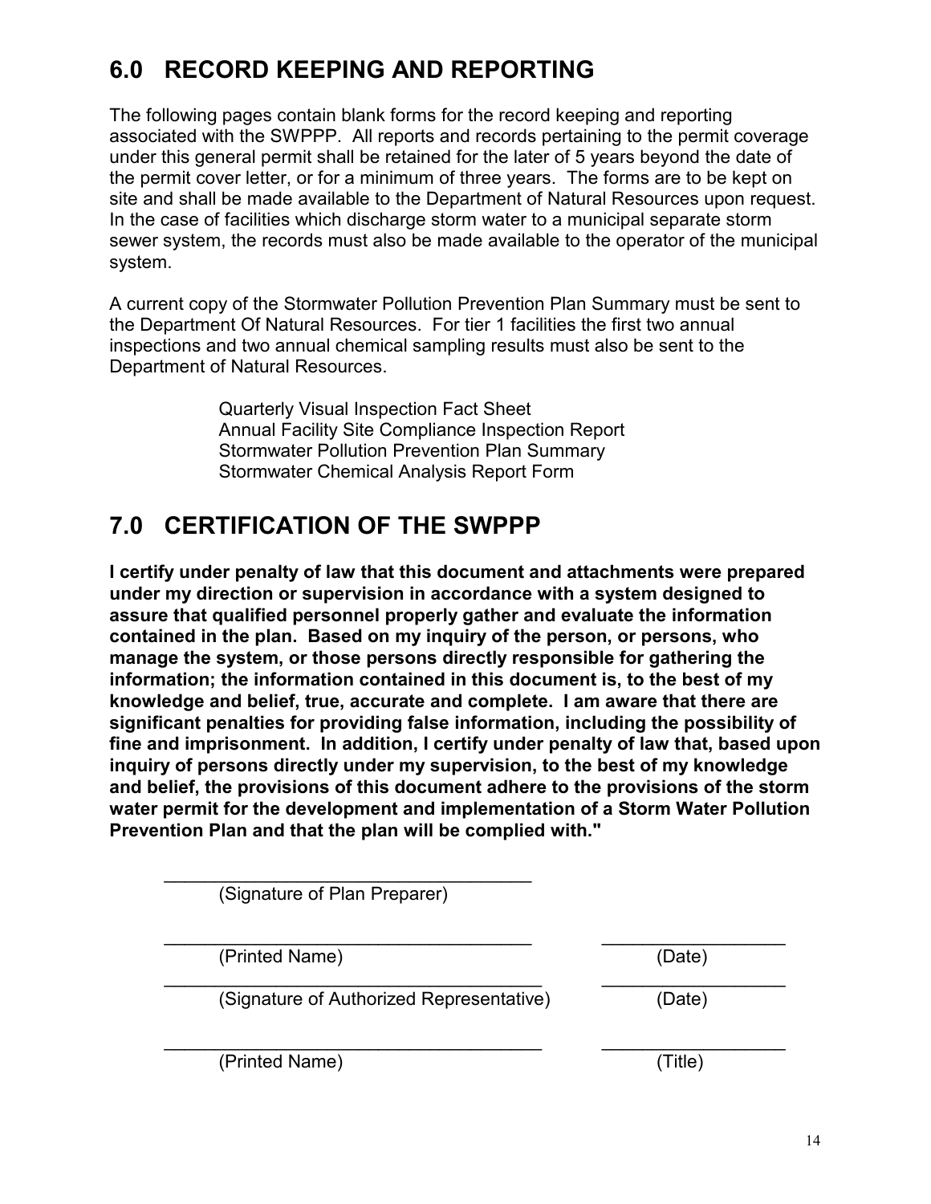## 6.0 RECORD KEEPING AND REPORTING

The following pages contain blank forms for the record keeping and reporting associated with the SWPPP. All reports and records pertaining to the permit coverage under this general permit shall be retained for the later of 5 years beyond the date of the permit cover letter, or for a minimum of three years. The forms are to be kept on site and shall be made available to the Department of Natural Resources upon request. In the case of facilities which discharge storm water to a municipal separate storm sewer system, the records must also be made available to the operator of the municipal system.

A current copy of the Stormwater Pollution Prevention Plan Summary must be sent to the Department Of Natural Resources. For tier 1 facilities the first two annual inspections and two annual chemical sampling results must also be sent to the Department of Natural Resources.

Quarterly Visual Inspection Fact Sheet
Annual Facility Site Compliance Inspection Report
Stormwater Pollution Prevention Plan Summary
Stormwater Chemical Analysis Report Form

## 7.0 CERTIFICATION OF THE SWPPP

**I certify under penalty of law that this document and attachments were prepared under my direction or supervision in accordance with a system designed to assure that qualified personnel properly gather and evaluate the information contained in the plan. Based on my inquiry of the person, or persons, who manage the system, or those persons directly responsible for gathering the information; the information contained in this document is, to the best of my knowledge and belief, true, accurate and complete. I am aware that there are significant penalties for providing false information, including the possibility of fine and imprisonment. In addition, I certify under penalty of law that, based upon inquiry of persons directly under my supervision, to the best of my knowledge and belief, the provisions of this document adhere to the provisions of the storm water permit for the development and implementation of a Storm Water Pollution Prevention Plan and that the plan will be complied with."**

\_\_\_\_\_\_\_\_\_\_\_\_\_\_\_\_\_\_\_\_\_\_\_\_\_\_\_\_\_\_\_\_\_\_\_\_\_
(Signature of Plan Preparer)

\_\_\_\_\_\_\_\_\_\_\_\_\_\_\_\_\_\_\_\_\_\_\_\_\_\_\_\_\_\_\_\_\_\_\_\_\_ \_\_\_\_\_\_\_\_\_\_\_\_\_\_\_\_\_\_
(Printed Name) (Date)

\_\_\_\_\_\_\_\_\_\_\_\_\_\_\_\_\_\_\_\_\_\_\_\_\_\_\_\_\_\_\_\_\_\_\_\_\_ \_\_\_\_\_\_\_\_\_\_\_\_\_\_\_\_\_\_
(Signature of Authorized Representative) (Date)

\_\_\_\_\_\_\_\_\_\_\_\_\_\_\_\_\_\_\_\_\_\_\_\_\_\_\_\_\_\_\_\_\_\_\_\_\_ \_\_\_\_\_\_\_\_\_\_\_\_\_\_\_\_\_\_
(Printed Name) (Title)